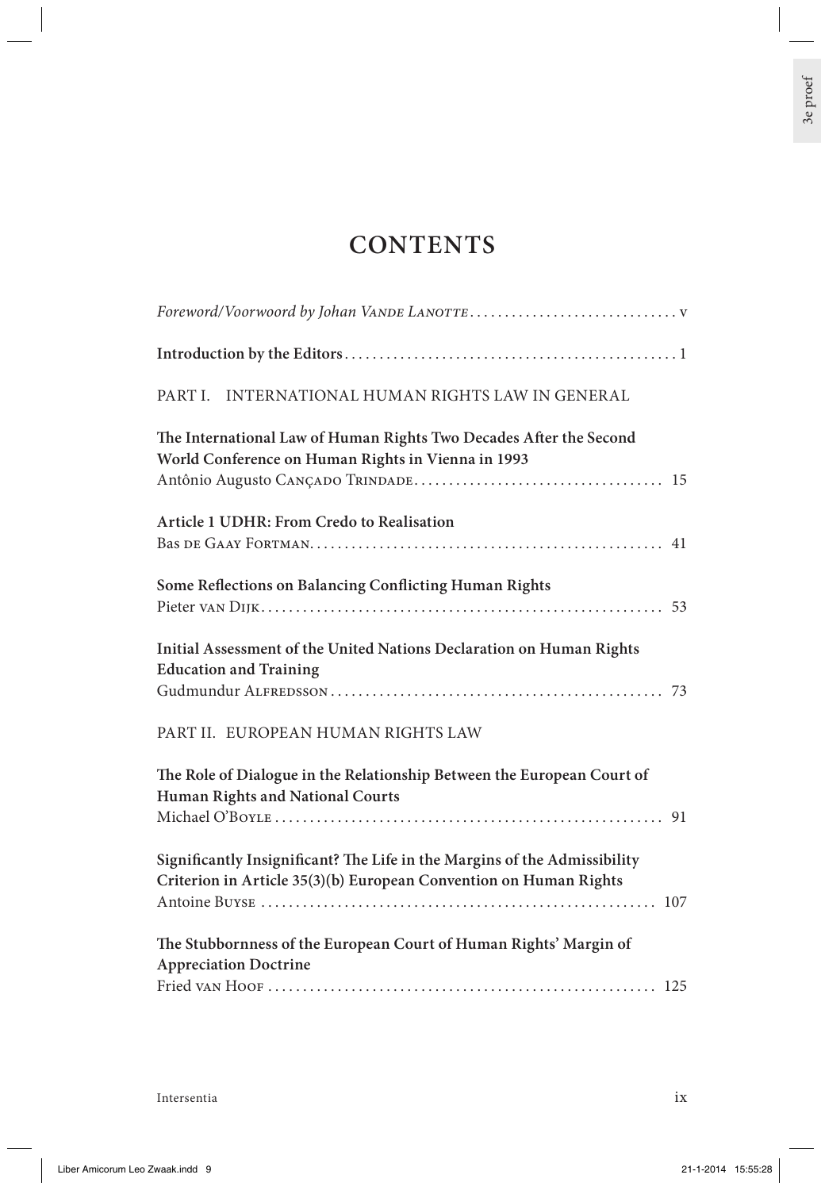# CONTENTS

*Foreword/Voorwoord by Johan Vande Lanotte* . . . . . . . . . . . . . . . . . . . . . . . . . . . . . v

**Introduction by the Editors** . . . . . . . . . . . . . . . . . . . . . . . . . . . . . . . . . . . . . . . . . . . . . . 1

PART I. INTERNATIONAL HUMAN RIGHTS LAW IN GENERAL

**The International Law of Human Rights Two Decades After the Second World Conference on Human Rights in Vienna in 1993**
Antônio Augusto Cançado Trindade . . . . . . . . . . . . . . . . . . . . . . . . . . . . . . . . . . . 15

**Article 1 UDHR: From Credo to Realisation**
Bas de Gaay Fortman . . . . . . . . . . . . . . . . . . . . . . . . . . . . . . . . . . . . . . . . . . . . . . . . 41

**Some Reflections on Balancing Conflicting Human Rights**
Pieter van Dijk . . . . . . . . . . . . . . . . . . . . . . . . . . . . . . . . . . . . . . . . . . . . . . . . . . . . . . 53

**Initial Assessment of the United Nations Declaration on Human Rights Education and Training**
Gudmundur Alfredsson . . . . . . . . . . . . . . . . . . . . . . . . . . . . . . . . . . . . . . . . . . . . . . 73

PART II. EUROPEAN HUMAN RIGHTS LAW

**The Role of Dialogue in the Relationship Between the European Court of Human Rights and National Courts**
Michael O'Boyle . . . . . . . . . . . . . . . . . . . . . . . . . . . . . . . . . . . . . . . . . . . . . . . . . . . . . 91

**Significantly Insignificant? The Life in the Margins of the Admissibility Criterion in Article 35(3)(b) European Convention on Human Rights**
Antoine Buyse . . . . . . . . . . . . . . . . . . . . . . . . . . . . . . . . . . . . . . . . . . . . . . . . . . . . . . 107

**The Stubbornness of the European Court of Human Rights' Margin of Appreciation Doctrine**
Fried van Hoof . . . . . . . . . . . . . . . . . . . . . . . . . . . . . . . . . . . . . . . . . . . . . . . . . . . . . . 125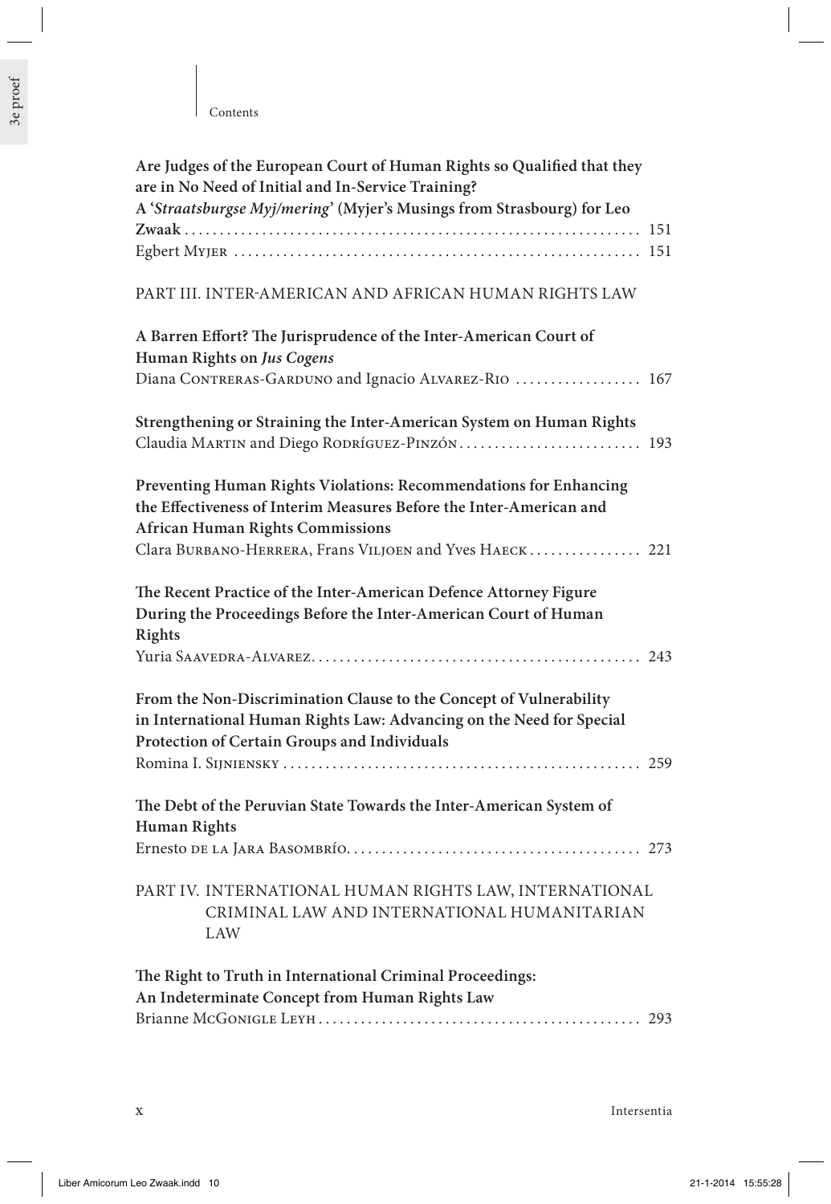**Are Judges of the European Court of Human Rights so Qualified that they are in No Need of Initial and In-Service Training?**
**A '*Straatsburgse Myj/mering*' (Myjer's Musings from Strasbourg) for Leo Zwaak** .......... 151
Egbert MYJER .......... 151

## PART III. INTER-AMERICAN AND AFRICAN HUMAN RIGHTS LAW

**A Barren Effort? The Jurisprudence of the Inter-American Court of Human Rights on *Jus Cogens***
Diana CONTRERAS-GARDUNO and Ignacio ALVAREZ-RIO .......... 167

**Strengthening or Straining the Inter-American System on Human Rights**
Claudia MARTIN and Diego RODRÍGUEZ-PINZÓN .......... 193

**Preventing Human Rights Violations: Recommendations for Enhancing the Effectiveness of Interim Measures Before the Inter-American and African Human Rights Commissions**
Clara BURBANO-HERRERA, Frans VILJOEN and Yves HAECK .......... 221

**The Recent Practice of the Inter-American Defence Attorney Figure During the Proceedings Before the Inter-American Court of Human Rights**
Yuria SAAVEDRA-ALVAREZ .......... 243

**From the Non-Discrimination Clause to the Concept of Vulnerability in International Human Rights Law: Advancing on the Need for Special Protection of Certain Groups and Individuals**
Romina I. SIJNIENSKY .......... 259

**The Debt of the Peruvian State Towards the Inter-American System of Human Rights**
Ernesto DE LA JARA BASOMBRÍO .......... 273

## PART IV. INTERNATIONAL HUMAN RIGHTS LAW, INTERNATIONAL CRIMINAL LAW AND INTERNATIONAL HUMANITARIAN LAW

**The Right to Truth in International Criminal Proceedings: An Indeterminate Concept from Human Rights Law**
Brianne MCGONIGLE LEYH .......... 293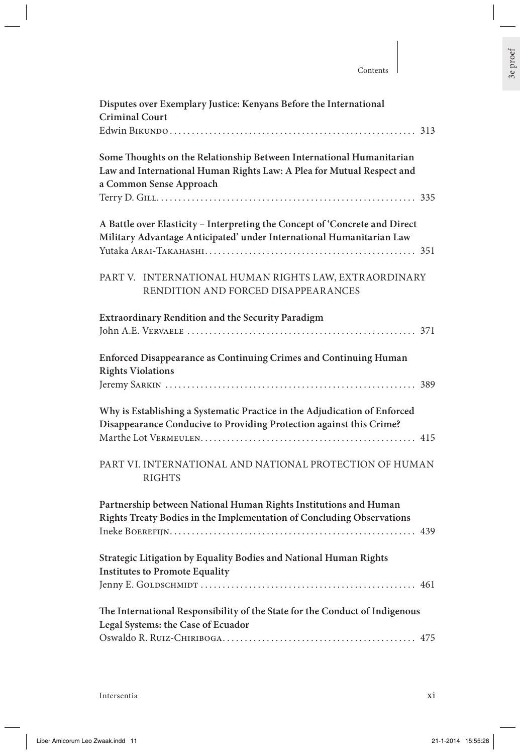**Disputes over Exemplary Justice: Kenyans Before the International Criminal Court**
Edwin Bikundo . . . . . . . . . . . . . . . . . . . . . . . . . . . . . . . . . . . . . . . . . . . . . . . . . . . . . . 313

**Some Thoughts on the Relationship Between International Humanitarian Law and International Human Rights Law: A Plea for Mutual Respect and a Common Sense Approach**
Terry D. Gill. . . . . . . . . . . . . . . . . . . . . . . . . . . . . . . . . . . . . . . . . . . . . . . . . . . . . . . . 335

**A Battle over Elasticity – Interpreting the Concept of 'Concrete and Direct Military Advantage Anticipated' under International Humanitarian Law**
Yutaka Arai-Takahashi. . . . . . . . . . . . . . . . . . . . . . . . . . . . . . . . . . . . . . . . . . . . . . . 351

## PART V. INTERNATIONAL HUMAN RIGHTS LAW, EXTRAORDINARY RENDITION AND FORCED DISAPPEARANCES

**Extraordinary Rendition and the Security Paradigm**
John A.E. Vervaele . . . . . . . . . . . . . . . . . . . . . . . . . . . . . . . . . . . . . . . . . . . . . . . . . . 371

**Enforced Disappearance as Continuing Crimes and Continuing Human Rights Violations**
Jeremy Sarkin . . . . . . . . . . . . . . . . . . . . . . . . . . . . . . . . . . . . . . . . . . . . . . . . . . . . . . 389

**Why is Establishing a Systematic Practice in the Adjudication of Enforced Disappearance Conducive to Providing Protection against this Crime?**
Marthe Lot Vermeulen. . . . . . . . . . . . . . . . . . . . . . . . . . . . . . . . . . . . . . . . . . . . . . . . 415

## PART VI. INTERNATIONAL AND NATIONAL PROTECTION OF HUMAN RIGHTS

**Partnership between National Human Rights Institutions and Human Rights Treaty Bodies in the Implementation of Concluding Observations**
Ineke Boerefijn. . . . . . . . . . . . . . . . . . . . . . . . . . . . . . . . . . . . . . . . . . . . . . . . . . . . . . 439

**Strategic Litigation by Equality Bodies and National Human Rights Institutes to Promote Equality**
Jenny E. Goldschmidt . . . . . . . . . . . . . . . . . . . . . . . . . . . . . . . . . . . . . . . . . . . . . . . . 461

**The International Responsibility of the State for the Conduct of Indigenous Legal Systems: the Case of Ecuador**
Oswaldo R. Ruiz-Chiriboga. . . . . . . . . . . . . . . . . . . . . . . . . . . . . . . . . . . . . . . . . . . 475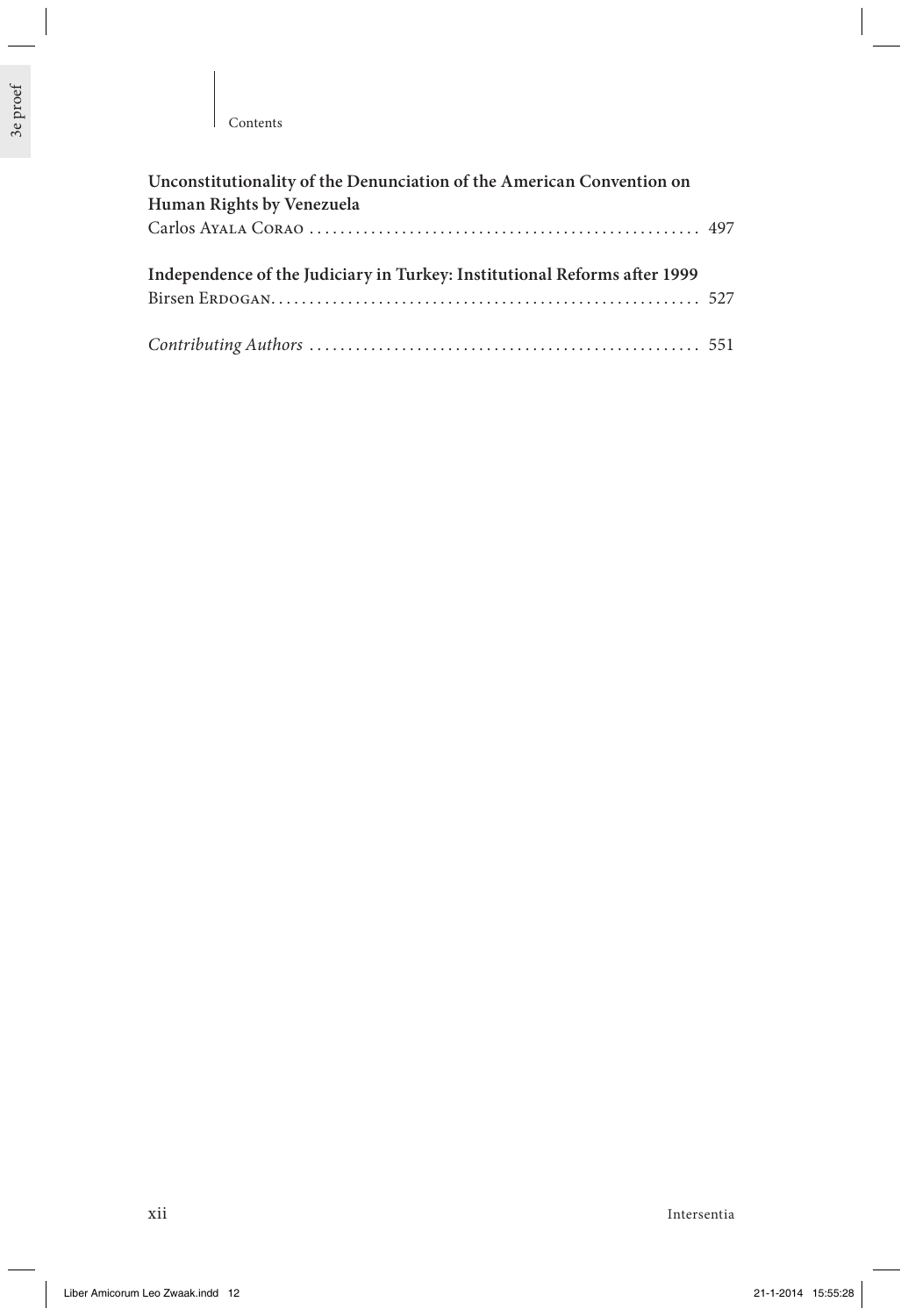**Unconstitutionality of the Denunciation of the American Convention on Human Rights by Venezuela**
Carlos Ayala Corao .................................................. 497

**Independence of the Judiciary in Turkey: Institutional Reforms after 1999**
Birsen Erdogan.................................................. 527

*Contributing Authors* .................................................. 551